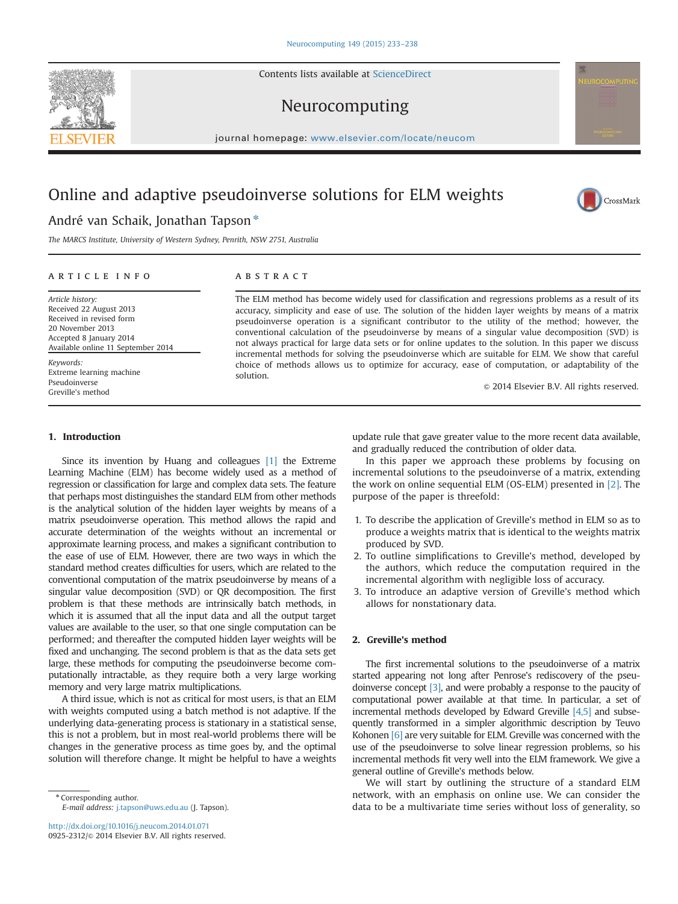# Online and adaptive pseudoinverse solutions for ELM weights

André van Schaik, Jonathan Tapson *

*The MARCS Institute, University of Western Sydney, Penrith, NSW 2751, Australia*

## ARTICLE INFO

*Article history:*
Received 22 August 2013
Received in revised form
20 November 2013
Accepted 8 January 2014
Available online 11 September 2014

*Keywords:*
Extreme learning machine
Pseudoinverse
Greville's method

## ABSTRACT

The ELM method has become widely used for classification and regressions problems as a result of its accuracy, simplicity and ease of use. The solution of the hidden layer weights by means of a matrix pseudoinverse operation is a significant contributor to the utility of the method; however, the conventional calculation of the pseudoinverse by means of a singular value decomposition (SVD) is not always practical for large data sets or for online updates to the solution. In this paper we discuss incremental methods for solving the pseudoinverse which are suitable for ELM. We show that careful choice of methods allows us to optimize for accuracy, ease of computation, or adaptability of the solution.

© 2014 Elsevier B.V. All rights reserved.

## 1. Introduction

Since its invention by Huang and colleagues [1] the Extreme Learning Machine (ELM) has become widely used as a method of regression or classification for large and complex data sets. The feature that perhaps most distinguishes the standard ELM from other methods is the analytical solution of the hidden layer weights by means of a matrix pseudoinverse operation. This method allows the rapid and accurate determination of the weights without an incremental or approximate learning process, and makes a significant contribution to the ease of use of ELM. However, there are two ways in which the standard method creates difficulties for users, which are related to the conventional computation of the matrix pseudoinverse by means of a singular value decomposition (SVD) or QR decomposition. The first problem is that these methods are intrinsically batch methods, in which it is assumed that all the input data and all the output target values are available to the user, so that one single computation can be performed; and thereafter the computed hidden layer weights will be fixed and unchanging. The second problem is that as the data sets get large, these methods for computing the pseudoinverse become computationally intractable, as they require both a very large working memory and very large matrix multiplications.

A third issue, which is not as critical for most users, is that an ELM with weights computed using a batch method is not adaptive. If the underlying data-generating process is stationary in a statistical sense, this is not a problem, but in most real-world problems there will be changes in the generative process as time goes by, and the optimal solution will therefore change. It might be helpful to have a weights update rule that gave greater value to the more recent data available, and gradually reduced the contribution of older data.

In this paper we approach these problems by focusing on incremental solutions to the pseudoinverse of a matrix, extending the work on online sequential ELM (OS-ELM) presented in [2]. The purpose of the paper is threefold:

1. To describe the application of Greville's method in ELM so as to produce a weights matrix that is identical to the weights matrix produced by SVD.
2. To outline simplifications to Greville's method, developed by the authors, which reduce the computation required in the incremental algorithm with negligible loss of accuracy.
3. To introduce an adaptive version of Greville's method which allows for nonstationary data.

## 2. Greville's method

The first incremental solutions to the pseudoinverse of a matrix started appearing not long after Penrose's rediscovery of the pseudoinverse concept [3], and were probably a response to the paucity of computational power available at that time. In particular, a set of incremental methods developed by Edward Greville [4,5] and subsequently transformed in a simpler algorithmic description by Teuvo Kohonen [6] are very suitable for ELM. Greville was concerned with the use of the pseudoinverse to solve linear regression problems, so his incremental methods fit very well into the ELM framework. We give a general outline of Greville's methods below.

We will start by outlining the structure of a standard ELM network, with an emphasis on online use. We can consider the data to be a multivariate time series without loss of generality, so

---

* Corresponding author.
*E-mail address:* j.tapson@uws.edu.au (J. Tapson).

http://dx.doi.org/10.1016/j.neucom.2014.01.071
0925-2312/© 2014 Elsevier B.V. All rights reserved.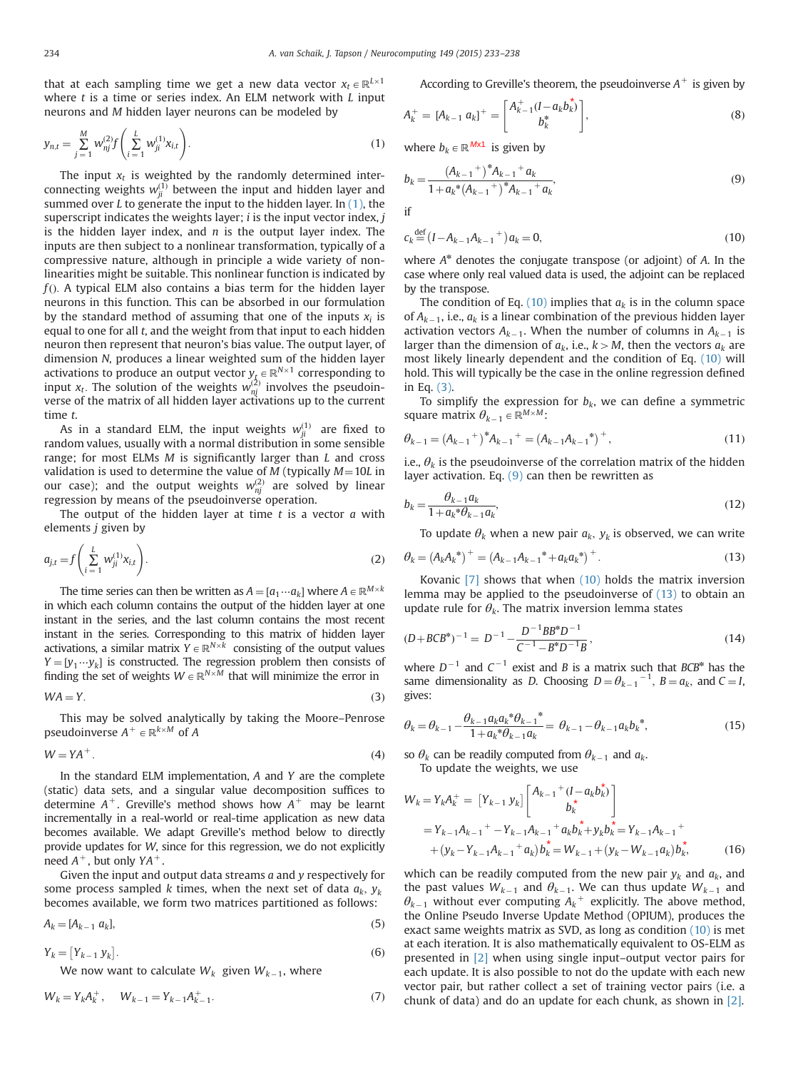that at each sampling time we get a new data vector $x_t \in \mathbb{R}^{L\times 1}$ where $t$ is a time or series index. An ELM network with $L$ input neurons and $M$ hidden layer neurons can be modeled by

$$y_{n,t} = \sum_{j=1}^{M} w_{nj}^{(2)} f\left(\sum_{i=1}^{L} w_{ji}^{(1)} x_{i,t}\right). \tag{1}$$

The input $x_t$ is weighted by the randomly determined interconnecting weights $w_{ji}^{(1)}$ between the input and hidden layer and summed over $L$ to generate the input to the hidden layer. In (1), the superscript indicates the weights layer; $i$ is the input vector index, $j$ is the hidden layer index, and $n$ is the output layer index. The inputs are then subject to a nonlinear transformation, typically of a compressive nature, although in principle a wide variety of nonlinearities might be suitable. This nonlinear function is indicated by $f()$. A typical ELM also contains a bias term for the hidden layer neurons in this function. This can be absorbed in our formulation by the standard method of assuming that one of the inputs $x_i$ is equal to one for all $t$, and the weight from that input to each hidden neuron then represent that neuron's bias value. The output layer, of dimension $N$, produces a linear weighted sum of the hidden layer activations to produce an output vector $y_t \in \mathbb{R}^{N\times 1}$ corresponding to input $x_t$. The solution of the weights $w_{nj}^{(2)}$ involves the pseudoinverse of the matrix of all hidden layer activations up to the current time $t$.

As in a standard ELM, the input weights $w_{ji}^{(1)}$ are fixed to random values, usually with a normal distribution in some sensible range; for most ELMs $M$ is significantly larger than $L$ and cross validation is used to determine the value of $M$ (typically $M=10L$ in our case); and the output weights $w_{nj}^{(2)}$ are solved by linear regression by means of the pseudoinverse operation.

The output of the hidden layer at time $t$ is a vector $a$ with elements $j$ given by

$$a_{j,t} = f\left(\sum_{i=1}^{L} w_{ji}^{(1)} x_{i,t}\right). \tag{2}$$

The time series can then be written as $A=[a_1 \cdots a_k]$ where $A \in \mathbb{R}^{M\times k}$ in which each column contains the output of the hidden layer at one instant in the series, and the last column contains the most recent instant in the series. Corresponding to this matrix of hidden layer activations, a similar matrix $Y \in \mathbb{R}^{N\times k}$ consisting of the output values $Y=[y_1 \cdots y_k]$ is constructed. The regression problem then consists of finding the set of weights $W \in \mathbb{R}^{N\times M}$ that will minimize the error in

$$WA = Y. \tag{3}$$

This may be solved analytically by taking the Moore–Penrose pseudoinverse $A^+ \in \mathbb{R}^{k\times M}$ of $A$

$$W = YA^+. \tag{4}$$

In the standard ELM implementation, $A$ and $Y$ are the complete (static) data sets, and a singular value decomposition suffices to determine $A^+$. Greville's method shows how $A^+$ may be learnt incrementally in a real-world or real-time application as new data becomes available. We adapt Greville's method below to directly provide updates for $W$, since for this regression, we do not explicitly need $A^+$, but only $YA^+$.

Given the input and output data streams $a$ and $y$ respectively for some process sampled $k$ times, when the next set of data $a_k$, $y_k$ becomes available, we form two matrices partitioned as follows:

$$A_k = [A_{k-1}\ a_k], \tag{5}$$

$$Y_k = [Y_{k-1}\ y_k]. \tag{6}$$

We now want to calculate $W_k$ given $W_{k-1}$, where

$$W_k = Y_k A_k^+, \quad W_{k-1} = Y_{k-1} A_{k-1}^+. \tag{7}$$

According to Greville's theorem, the pseudoinverse $A^+$ is given by

$$A_k^+ = [A_{k-1}\ a_k]^+ = \begin{bmatrix} A_{k-1}^+ (I - a_k b_k^*) \\ b_k^* \end{bmatrix}, \tag{8}$$

where $b_k \in \mathbb{R}^{M\times 1}$ is given by

$$b_k = \frac{(A_{k-1}{}^+)^* A_{k-1}{}^+ a_k}{1 + a_k^* (A_{k-1}{}^+)^* A_{k-1}{}^+ a_k}, \tag{9}$$

if

$$c_k \stackrel{\text{def}}{=} (I - A_{k-1} A_{k-1}{}^+) a_k = 0, \tag{10}$$

where $A^*$ denotes the conjugate transpose (or adjoint) of $A$. In the case where only real valued data is used, the adjoint can be replaced by the transpose.

The condition of Eq. (10) implies that $a_k$ is in the column space of $A_{k-1}$, i.e., $a_k$ is a linear combination of the previous hidden layer activation vectors $A_{k-1}$. When the number of columns in $A_{k-1}$ is larger than the dimension of $a_k$, i.e., $k>M$, then the vectors $a_k$ are most likely linearly dependent and the condition of Eq. (10) will hold. This will typically be the case in the online regression defined in Eq. (3).

To simplify the expression for $b_k$, we can define a symmetric square matrix $\theta_{k-1} \in \mathbb{R}^{M\times M}$:

$$\theta_{k-1} = (A_{k-1}{}^+)^* A_{k-1}{}^+ = (A_{k-1} A_{k-1}{}^*)^+, \tag{11}$$

i.e., $\theta_k$ is the pseudoinverse of the correlation matrix of the hidden layer activation. Eq. (9) can then be rewritten as

$$b_k = \frac{\theta_{k-1} a_k}{1 + a_k^* \theta_{k-1} a_k}, \tag{12}$$

To update $\theta_k$ when a new pair $a_k$, $y_k$ is observed, we can write

$$\theta_k = (A_k A_k^*)^+ = (A_{k-1} A_{k-1}{}^* + a_k a_k^*)^+. \tag{13}$$

Kovanic [7] shows that when (10) holds the matrix inversion lemma may be applied to the pseudoinverse of (13) to obtain an update rule for $\theta_k$. The matrix inversion lemma states

$$(D + BCB^*)^{-1} = D^{-1} - \frac{D^{-1} B B^* D^{-1}}{C^{-1} - B^* D^{-1} B}, \tag{14}$$

where $D^{-1}$ and $C^{-1}$ exist and $B$ is a matrix such that $BCB^*$ has the same dimensionality as $D$. Choosing $D = \theta_{k-1}{}^{-1}$, $B = a_k$, and $C = I$, gives:

$$\theta_k = \theta_{k-1} - \frac{\theta_{k-1} a_k a_k^* \theta_{k-1}{}^*}{1 + a_k^* \theta_{k-1} a_k} = \theta_{k-1} - \theta_{k-1} a_k b_k^*, \tag{15}$$

so $\theta_k$ can be readily computed from $\theta_{k-1}$ and $a_k$.

To update the weights, we use

$$\begin{aligned} W_k = Y_k A_k^+ &= [Y_{k-1}\ y_k] \begin{bmatrix} A_{k-1}{}^+ (I - a_k b_k^*) \\ b_k^* \end{bmatrix} \\ &= Y_{k-1} A_{k-1}{}^+ - Y_{k-1} A_{k-1}{}^+ a_k b_k^* + y_k b_k^* = Y_{k-1} A_{k-1}{}^+ \\ &\quad + (y_k - Y_{k-1} A_{k-1}{}^+ a_k) b_k^* = W_{k-1} + (y_k - W_{k-1} a_k) b_k^*, \end{aligned} \tag{16}$$

which can be readily computed from the new pair $y_k$ and $a_k$, and the past values $W_{k-1}$ and $\theta_{k-1}$. We can thus update $W_{k-1}$ and $\theta_{k-1}$ without ever computing $A_k{}^+$ explicitly. The above method, the Online Pseudo Inverse Update Method (OPIUM), produces the exact same weights matrix as SVD, as long as condition (10) is met at each iteration. It is also mathematically equivalent to OS-ELM as presented in [2] when using single input–output vector pairs for each update. It is also possible to not do the update with each new vector pair, but rather collect a set of training vector pairs (i.e. a chunk of data) and do an update for each chunk, as shown in [2].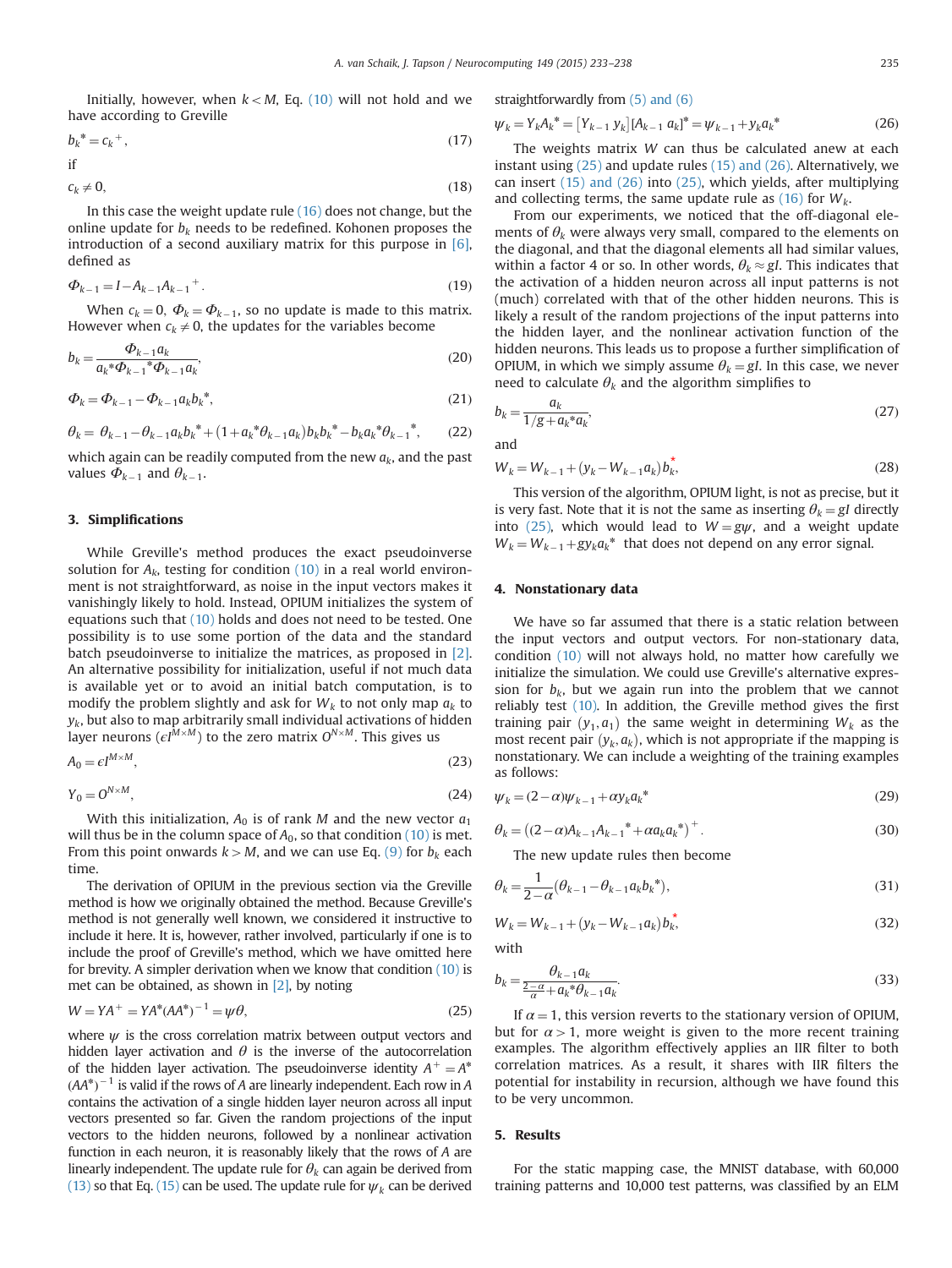Initially, however, when $k < M$, Eq. (10) will not hold and we have according to Greville

$$b_k{}^* = c_k{}^+, \tag{17}$$

if

$$c_k \neq 0, \tag{18}$$

In this case the weight update rule (16) does not change, but the online update for $b_k$ needs to be redefined. Kohonen proposes the introduction of a second auxiliary matrix for this purpose in [6], defined as

$$\Phi_{k-1} = I - A_{k-1}A_{k-1}{}^+. \tag{19}$$

When $c_k = 0$, $\Phi_k = \Phi_{k-1}$, so no update is made to this matrix. However when $c_k \neq 0$, the updates for the variables become

$$b_k = \frac{\Phi_{k-1}a_k}{a_k{}^*\Phi_{k-1}{}^*\Phi_{k-1}a_k}, \tag{20}$$

$$\Phi_k = \Phi_{k-1} - \Phi_{k-1}a_k b_k{}^*, \tag{21}$$

$$\theta_k = \theta_{k-1} - \theta_{k-1}a_k b_k{}^* + (1 + a_k{}^*\theta_{k-1}a_k)b_k b_k{}^* - b_k a_k{}^*\theta_{k-1}{}^*, \tag{22}$$

which again can be readily computed from the new $a_k$, and the past values $\Phi_{k-1}$ and $\theta_{k-1}$.

## 3. Simplifications

While Greville's method produces the exact pseudoinverse solution for $A_k$, testing for condition (10) in a real world environment is not straightforward, as noise in the input vectors makes it vanishingly likely to hold. Instead, OPIUM initializes the system of equations such that (10) holds and does not need to be tested. One possibility is to use some portion of the data and the standard batch pseudoinverse to initialize the matrices, as proposed in [2]. An alternative possibility for initialization, useful if not much data is available yet or to avoid an initial batch computation, is to modify the problem slightly and ask for $W_k$ to not only map $a_k$ to $y_k$, but also to map arbitrarily small individual activations of hidden layer neurons ($\epsilon I^{M\times M}$) to the zero matrix $O^{N\times M}$. This gives us

$$A_0 = \epsilon I^{M\times M}, \tag{23}$$

$$Y_0 = O^{N\times M}, \tag{24}$$

With this initialization, $A_0$ is of rank $M$ and the new vector $a_1$ will thus be in the column space of $A_0$, so that condition (10) is met. From this point onwards $k > M$, and we can use Eq. (9) for $b_k$ each time.

The derivation of OPIUM in the previous section via the Greville method is how we originally obtained the method. Because Greville's method is not generally well known, we considered it instructive to include it here. It is, however, rather involved, particularly if one is to include the proof of Greville's method, which we have omitted here for brevity. A simpler derivation when we know that condition (10) is met can be obtained, as shown in [2], by noting

$$W = YA^+ = YA^*(AA^*)^{-1} = \psi\theta, \tag{25}$$

where $\psi$ is the cross correlation matrix between output vectors and hidden layer activation and $\theta$ is the inverse of the autocorrelation of the hidden layer activation. The pseudoinverse identity $A^+ = A^*(AA^*)^{-1}$ is valid if the rows of $A$ are linearly independent. Each row in $A$ contains the activation of a single hidden layer neuron across all input vectors presented so far. Given the random projections of the input vectors to the hidden neurons, followed by a nonlinear activation function in each neuron, it is reasonably likely that the rows of $A$ are linearly independent. The update rule for $\theta_k$ can again be derived from (13) so that Eq. (15) can be used. The update rule for $\psi_k$ can be derived straightforwardly from (5) and (6)

$$\psi_k = Y_k A_k{}^* = [Y_{k-1}\ y_k][A_{k-1}\ a_k]^* = \psi_{k-1} + y_k a_k{}^* \tag{26}$$

The weights matrix $W$ can thus be calculated anew at each instant using (25) and update rules (15) and (26). Alternatively, we can insert (15) and (26) into (25), which yields, after multiplying and collecting terms, the same update rule as (16) for $W_k$.

From our experiments, we noticed that the off-diagonal elements of $\theta_k$ were always very small, compared to the elements on the diagonal, and that the diagonal elements all had similar values, within a factor 4 or so. In other words, $\theta_k \approx gI$. This indicates that the activation of a hidden neuron across all input patterns is not (much) correlated with that of the other hidden neurons. This is likely a result of the random projections of the input patterns into the hidden layer, and the nonlinear activation function of the hidden neurons. This leads us to propose a further simplification of OPIUM, in which we simply assume $\theta_k = gI$. In this case, we never need to calculate $\theta_k$ and the algorithm simplifies to

$$b_k = \frac{a_k}{1/g + a_k{}^*a_k}, \tag{27}$$

and

$$W_k = W_{k-1} + (y_k - W_{k-1}a_k)b_k^*, \tag{28}$$

This version of the algorithm, OPIUM light, is not as precise, but it is very fast. Note that it is not the same as inserting $\theta_k = gI$ directly into (25), which would lead to $W = g\psi$, and a weight update $W_k = W_{k-1} + gy_k a_k{}^*$ that does not depend on any error signal.

## 4. Nonstationary data

We have so far assumed that there is a static relation between the input vectors and output vectors. For non-stationary data, condition (10) will not always hold, no matter how carefully we initialize the simulation. We could use Greville's alternative expression for $b_k$, but we again run into the problem that we cannot reliably test (10). In addition, the Greville method gives the first training pair $(y_1, a_1)$ the same weight in determining $W_k$ as the most recent pair $(y_k, a_k)$, which is not appropriate if the mapping is nonstationary. We can include a weighting of the training examples as follows:

$$\psi_k = (2-\alpha)\psi_{k-1} + \alpha y_k a_k{}^* \tag{29}$$

$$\theta_k = \left((2-\alpha)A_{k-1}A_{k-1}{}^* + \alpha a_k a_k{}^*\right)^+. \tag{30}$$

The new update rules then become

$$\theta_k = \frac{1}{2-\alpha}(\theta_{k-1} - \theta_{k-1}a_k b_k{}^*), \tag{31}$$

$$W_k = W_{k-1} + (y_k - W_{k-1}a_k)b_k^*, \tag{32}$$

with

$$b_k = \frac{\theta_{k-1}a_k}{\frac{2-\alpha}{\alpha} + a_k{}^*\theta_{k-1}a_k}. \tag{33}$$

If $\alpha = 1$, this version reverts to the stationary version of OPIUM, but for $\alpha > 1$, more weight is given to the more recent training examples. The algorithm effectively applies an IIR filter to both correlation matrices. As a result, it shares with IIR filters the potential for instability in recursion, although we have found this to be very uncommon.

## 5. Results

For the static mapping case, the MNIST database, with 60,000 training patterns and 10,000 test patterns, was classified by an ELM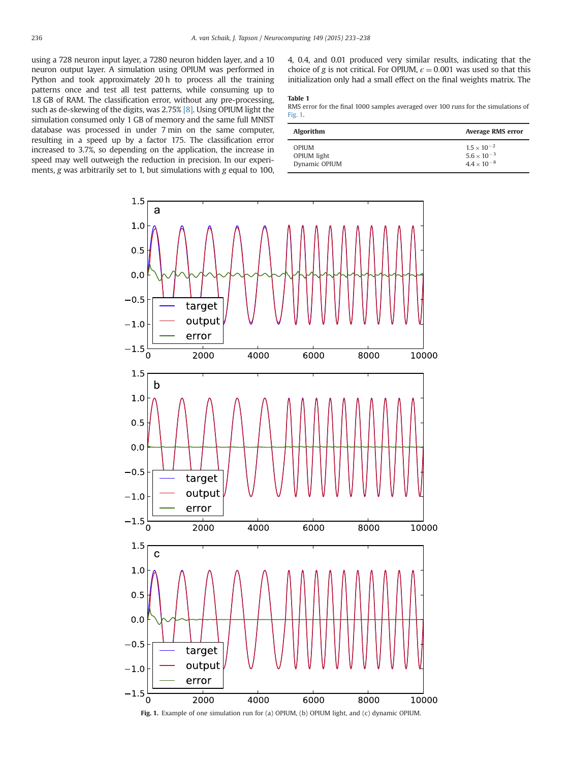using a 728 neuron input layer, a 7280 neuron hidden layer, and a 10 neuron output layer. A simulation using OPIUM was performed in Python and took approximately 20 h to process all the training patterns once and test all test patterns, while consuming up to 1.8 GB of RAM. The classification error, without any pre-processing, such as de-skewing of the digits, was 2.75% [8]. Using OPIUM light the simulation consumed only 1 GB of memory and the same full MNIST database was processed in under 7 min on the same computer, resulting in a speed up by a factor 175. The classification error increased to 3.7%, so depending on the application, the increase in speed may well outweigh the reduction in precision. In our experiments, $g$ was arbitrarily set to 1, but simulations with $g$ equal to 100, 4, 0.4, and 0.01 produced very similar results, indicating that the choice of $g$ is not critical. For OPIUM, $\epsilon = 0.001$ was used so that this initialization only had a small effect on the final weights matrix. The

**Table 1**
RMS error for the final 1000 samples averaged over 100 runs for the simulations of Fig. 1.

| Algorithm | Average RMS error |
|---|---|
| OPIUM | $1.5 \times 10^{-2}$ |
| OPIUM light | $5.6 \times 10^{-3}$ |
| Dynamic OPIUM | $4.4 \times 10^{-8}$ |

**Fig. 1.** Example of one simulation run for (a) OPIUM, (b) OPIUM light, and (c) dynamic OPIUM.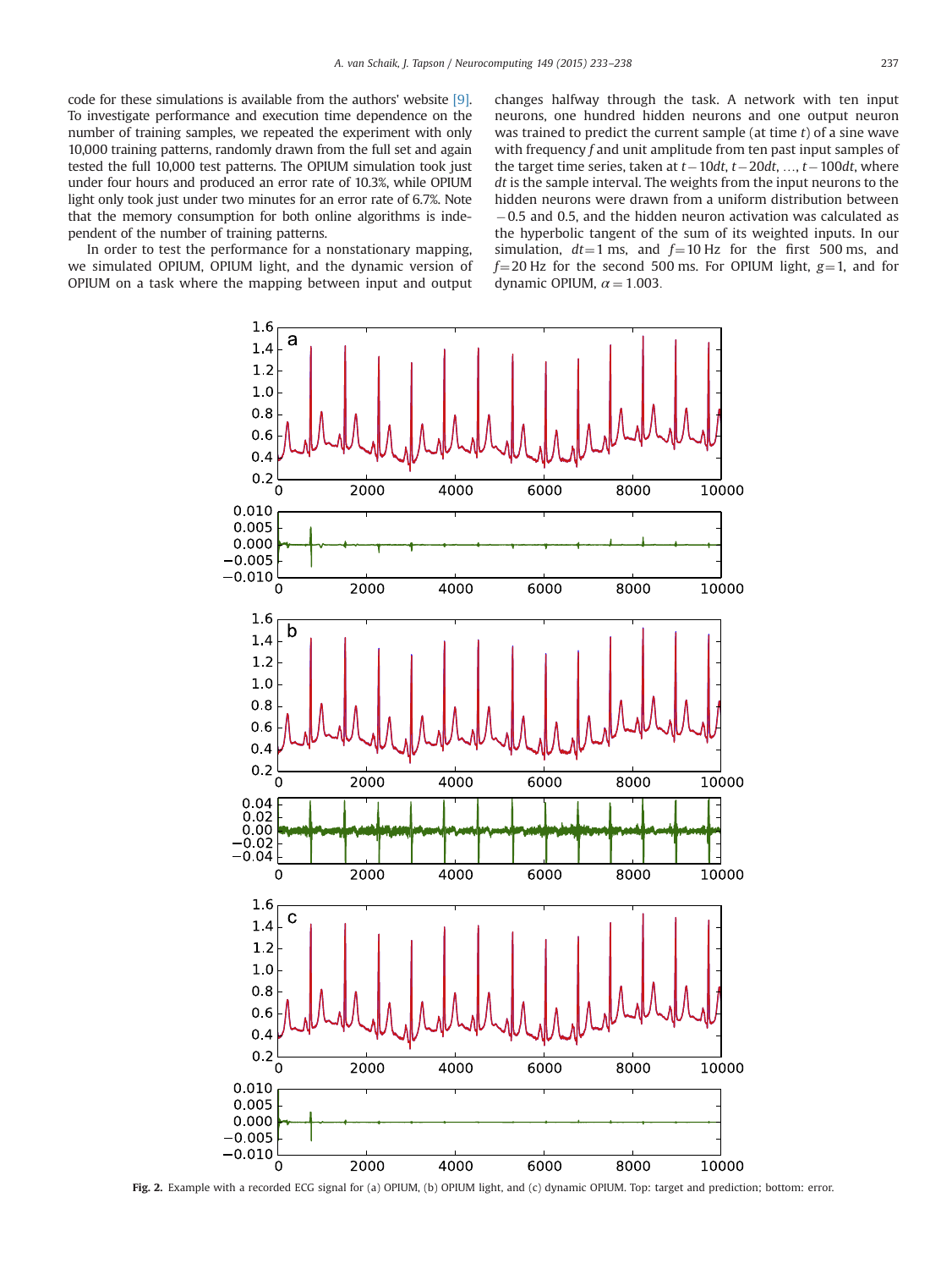code for these simulations is available from the authors' website [9]. To investigate performance and execution time dependence on the number of training samples, we repeated the experiment with only 10,000 training patterns, randomly drawn from the full set and again tested the full 10,000 test patterns. The OPIUM simulation took just under four hours and produced an error rate of 10.3%, while OPIUM light only took just under two minutes for an error rate of 6.7%. Note that the memory consumption for both online algorithms is independent of the number of training patterns.

In order to test the performance for a nonstationary mapping, we simulated OPIUM, OPIUM light, and the dynamic version of OPIUM on a task where the mapping between input and output changes halfway through the task. A network with ten input neurons, one hundred hidden neurons and one output neuron was trained to predict the current sample (at time $t$) of a sine wave with frequency $f$ and unit amplitude from ten past input samples of the target time series, taken at $t-10dt$, $t-20dt$, …, $t-100dt$, where $dt$ is the sample interval. The weights from the input neurons to the hidden neurons were drawn from a uniform distribution between $-0.5$ and 0.5, and the hidden neuron activation was calculated as the hyperbolic tangent of the sum of its weighted inputs. In our simulation, $dt=1$ ms, and $f=10$ Hz for the first 500 ms, and $f=20$ Hz for the second 500 ms. For OPIUM light, $g=1$, and for dynamic OPIUM, $\alpha=1.003$.

**Fig. 2.** Example with a recorded ECG signal for (a) OPIUM, (b) OPIUM light, and (c) dynamic OPIUM. Top: target and prediction; bottom: error.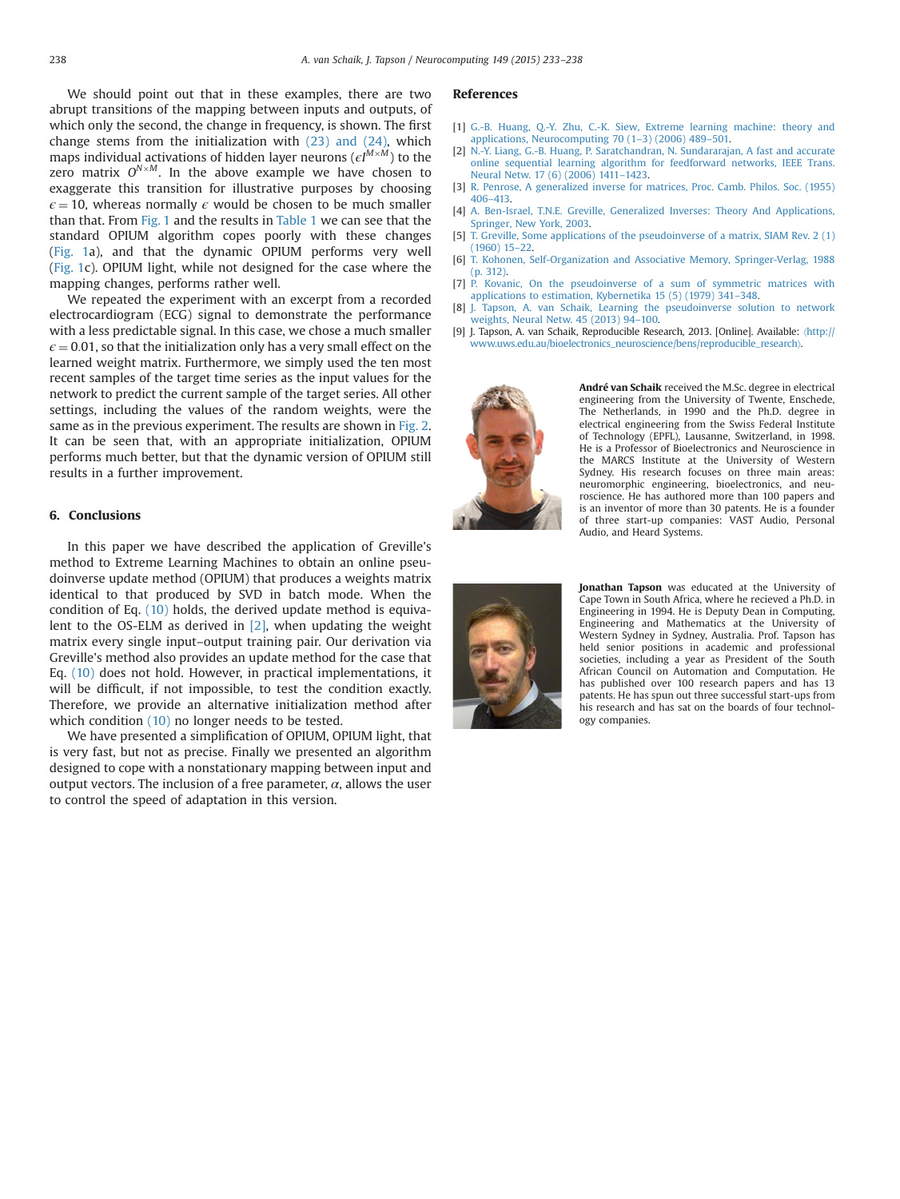We should point out that in these examples, there are two abrupt transitions of the mapping between inputs and outputs, of which only the second, the change in frequency, is shown. The first change stems from the initialization with (23) and (24), which maps individual activations of hidden layer neurons ($\epsilon I^{M \times M}$) to the zero matrix $O^{N \times M}$. In the above example we have chosen to exaggerate this transition for illustrative purposes by choosing $\epsilon = 10$, whereas normally $\epsilon$ would be chosen to be much smaller than that. From Fig. 1 and the results in Table 1 we can see that the standard OPIUM algorithm copes poorly with these changes (Fig. 1a), and that the dynamic OPIUM performs very well (Fig. 1c). OPIUM light, while not designed for the case where the mapping changes, performs rather well.

We repeated the experiment with an excerpt from a recorded electrocardiogram (ECG) signal to demonstrate the performance with a less predictable signal. In this case, we chose a much smaller $\epsilon = 0.01$, so that the initialization only has a very small effect on the learned weight matrix. Furthermore, we simply used the ten most recent samples of the target time series as the input values for the network to predict the current sample of the target series. All other settings, including the values of the random weights, were the same as in the previous experiment. The results are shown in Fig. 2. It can be seen that, with an appropriate initialization, OPIUM performs much better, but that the dynamic version of OPIUM still results in a further improvement.

## 6. Conclusions

In this paper we have described the application of Greville's method to Extreme Learning Machines to obtain an online pseudoinverse update method (OPIUM) that produces a weights matrix identical to that produced by SVD in batch mode. When the condition of Eq. (10) holds, the derived update method is equivalent to the OS-ELM as derived in [2], when updating the weight matrix every single input–output training pair. Our derivation via Greville's method also provides an update method for the case that Eq. (10) does not hold. However, in practical implementations, it will be difficult, if not impossible, to test the condition exactly. Therefore, we provide an alternative initialization method after which condition (10) no longer needs to be tested.

We have presented a simplification of OPIUM, OPIUM light, that is very fast, but not as precise. Finally we presented an algorithm designed to cope with a nonstationary mapping between input and output vectors. The inclusion of a free parameter, $\alpha$, allows the user to control the speed of adaptation in this version.

## References

[1] G.-B. Huang, Q.-Y. Zhu, C.-K. Siew, Extreme learning machine: theory and applications, Neurocomputing 70 (1–3) (2006) 489–501.

[2] N.-Y. Liang, G.-B. Huang, P. Saratchandran, N. Sundararajan, A fast and accurate online sequential learning algorithm for feedforward networks, IEEE Trans. Neural Netw. 17 (6) (2006) 1411–1423.

[3] R. Penrose, A generalized inverse for matrices, Proc. Camb. Philos. Soc. (1955) 406–413.

[4] A. Ben-Israel, T.N.E. Greville, Generalized Inverses: Theory And Applications, Springer, New York, 2003.

[5] T. Greville, Some applications of the pseudoinverse of a matrix, SIAM Rev. 2 (1) (1960) 15–22.

[6] T. Kohonen, Self-Organization and Associative Memory, Springer-Verlag, 1988 (p. 312).

[7] P. Kovanic, On the pseudoinverse of a sum of symmetric matrices with applications to estimation, Kybernetika 15 (5) (1979) 341–348.

[8] J. Tapson, A. van Schaik, Learning the pseudoinverse solution to network weights, Neural Netw. 45 (2013) 94–100.

[9] J. Tapson, A. van Schaik, Reproducible Research, 2013. [Online]. Available: ⟨http://www.uws.edu.au/bioelectronics_neuroscience/bens/reproducible_research⟩.

**André van Schaik** received the M.Sc. degree in electrical engineering from the University of Twente, Enschede, The Netherlands, in 1990 and the Ph.D. degree in electrical engineering from the Swiss Federal Institute of Technology (EPFL), Lausanne, Switzerland, in 1998. He is a Professor of Bioelectronics and Neuroscience in the MARCS Institute at the University of Western Sydney. His research focuses on three main areas: neuromorphic engineering, bioelectronics, and neuroscience. He has authored more than 100 papers and is an inventor of more than 30 patents. He is a founder of three start-up companies: VAST Audio, Personal Audio, and Heard Systems.

**Jonathan Tapson** was educated at the University of Cape Town in South Africa, where he recieved a Ph.D. in Engineering in 1994. He is Deputy Dean in Computing, Engineering and Mathematics at the University of Western Sydney in Sydney, Australia. Prof. Tapson has held senior positions in academic and professional societies, including a year as President of the South African Council on Automation and Computation. He has published over 100 research papers and has 13 patents. He has spun out three successful start-ups from his research and has sat on the boards of four technology companies.